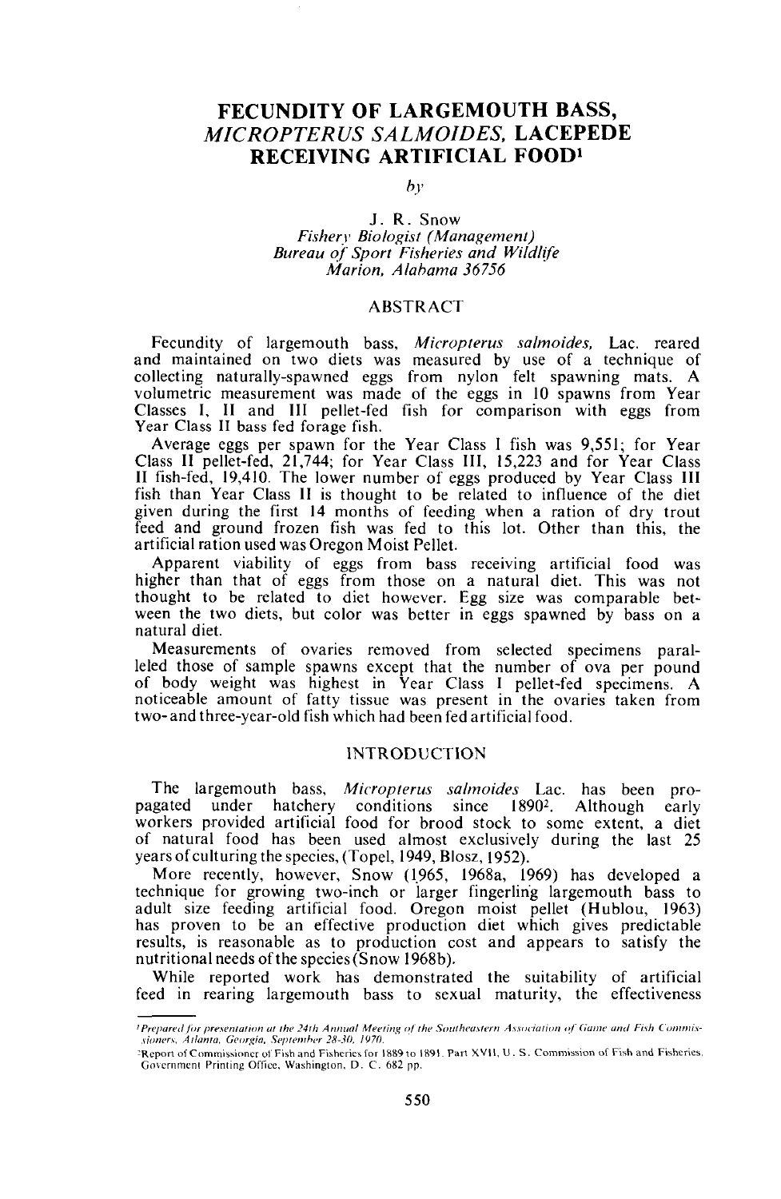# FECUNDITY OF LARGEMOUTH BASS, *MICROPTERUS SALMOIDES*, LACEPEDE RECEIVING ARTIFICIAL FOOD[1]

*by*

J. R. Snow
*Fishery Biologist (Management)*
*Bureau of Sport Fisheries and Wildlife*
*Marion, Alabama 36756*

## ABSTRACT

Fecundity of largemouth bass, *Micropterus salmoides*, Lac. reared and maintained on two diets was measured by use of a technique of collecting naturally-spawned eggs from nylon felt spawning mats. A volumetric measurement was made of the eggs in 10 spawns from Year Classes I, II and III pellet-fed fish for comparison with eggs from Year Class II bass fed forage fish.

Average eggs per spawn for the Year Class I fish was 9,551; for Year Class II pellet-fed, 21,744; for Year Class III, 15,223 and for Year Class II fish-fed, 19,410. The lower number of eggs produced by Year Class III fish than Year Class II is thought to be related to influence of the diet given during the first 14 months of feeding when a ration of dry trout feed and ground frozen fish was fed to this lot. Other than this, the artificial ration used was Oregon Moist Pellet.

Apparent viability of eggs from bass receiving artificial food was higher than that of eggs from those on a natural diet. This was not thought to be related to diet however. Egg size was comparable between the two diets, but color was better in eggs spawned by bass on a natural diet.

Measurements of ovaries removed from selected specimens paralleled those of sample spawns except that the number of ova per pound of body weight was highest in Year Class I pellet-fed specimens. A noticeable amount of fatty tissue was present in the ovaries taken from two- and three-year-old fish which had been fed artificial food.

## INTRODUCTION

The largemouth bass, *Micropterus salmoides* Lac. has been propagated under hatchery conditions since 1890[2]. Although early workers provided artificial food for brood stock to some extent, a diet of natural food has been used almost exclusively during the last 25 years of culturing the species, (Topel, 1949, Blosz, 1952).

More recently, however, Snow (1965, 1968a, 1969) has developed a technique for growing two-inch or larger fingerling largemouth bass to adult size feeding artificial food. Oregon moist pellet (Hublou, 1963) has proven to be an effective production diet which gives predictable results, is reasonable as to production cost and appears to satisfy the nutritional needs of the species (Snow 1968b).

While reported work has demonstrated the suitability of artificial feed in rearing largemouth bass to sexual maturity, the effectiveness

---

[1] *Prepared for presentation at the 24th Annual Meeting of the Southeastern Association of Game and Fish Commissioners, Atlanta, Georgia, September 28-30, 1970.*

[2] Report of Commissioner of Fish and Fisheries for 1889 to 1891. Part XVII, U. S. Commission of Fish and Fisheries. Government Printing Office, Washington, D. C. 682 pp.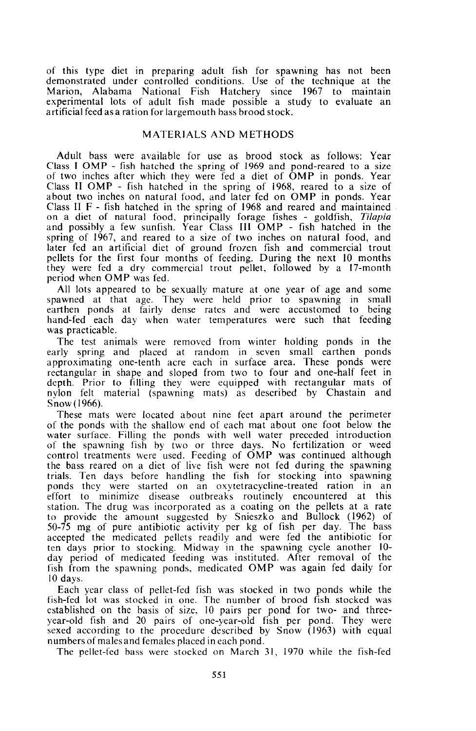of this type diet in preparing adult fish for spawning has not been demonstrated under controlled conditions. Use of the technique at the Marion, Alabama National Fish Hatchery since 1967 to maintain experimental lots of adult fish made possible a study to evaluate an artificial feed as a ration for largemouth bass brood stock.

## MATERIALS AND METHODS

Adult bass were available for use as brood stock as follows: Year Class I OMP - fish hatched the spring of 1969 and pond-reared to a size of two inches after which they were fed a diet of OMP in ponds. Year Class II OMP - fish hatched in the spring of 1968, reared to a size of about two inches on natural food, and later fed on OMP in ponds. Year Class II F - fish hatched in the spring of 1968 and reared and maintained on a diet of natural food, principally forage fishes - goldfish, *Tilapia* and possibly a few sunfish. Year Class III OMP - fish hatched in the spring of 1967, and reared to a size of two inches on natural food, and later fed an artificial diet of ground frozen fish and commercial trout pellets for the first four months of feeding. During the next 10 months they were fed a dry commercial trout pellet, followed by a 17-month period when OMP was fed.

All lots appeared to be sexually mature at one year of age and some spawned at that age. They were held prior to spawning in small earthen ponds at fairly dense rates and were accustomed to being hand-fed each day when water temperatures were such that feeding was practicable.

The test animals were removed from winter holding ponds in the early spring and placed at random in seven small earthen ponds approximating one-tenth acre each in surface area. These ponds were rectangular in shape and sloped from two to four and one-half feet in depth. Prior to filling they were equipped with rectangular mats of nylon felt material (spawning mats) as described by Chastain and Snow (1966).

These mats were located about nine feet apart around the perimeter of the ponds with the shallow end of each mat about one foot below the water surface. Filling the ponds with well water preceded introduction of the spawning fish by two or three days. No fertilization or weed control treatments were used. Feeding of OMP was continued although the bass reared on a diet of live fish were not fed during the spawning trials. Ten days before handling the fish for stocking into spawning ponds they were started on an oxytetracycline-treated ration in an effort to minimize disease outbreaks routinely encountered at this station. The drug was incorporated as a coating on the pellets at a rate to provide the amount suggested by Snieszko and Bullock (1962) of 50-75 mg of pure antibiotic activity per kg of fish per day. The bass accepted the medicated pellets readily and were fed the antibiotic for ten days prior to stocking. Midway in the spawning cycle another 10-day period of medicated feeding was instituted. After removal of the fish from the spawning ponds, medicated OMP was again fed daily for 10 days.

Each year class of pellet-fed fish was stocked in two ponds while the fish-fed lot was stocked in one. The number of brood fish stocked was established on the basis of size, 10 pairs per pond for two- and three-year-old fish and 20 pairs of one-year-old fish per pond. They were sexed according to the procedure described by Snow (1963) with equal numbers of males and females placed in each pond.

The pellet-fed bass were stocked on March 31, 1970 while the fish-fed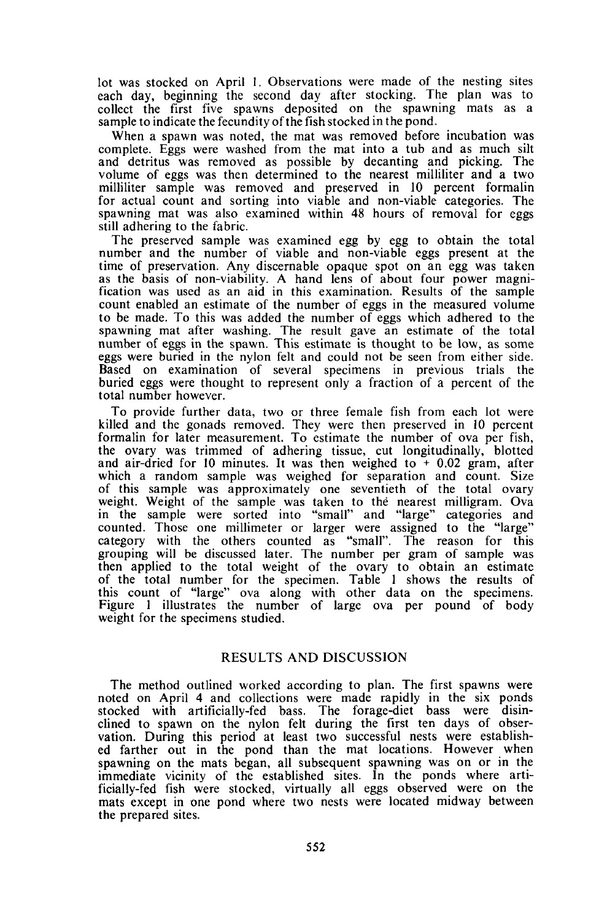lot was stocked on April 1. Observations were made of the nesting sites each day, beginning the second day after stocking. The plan was to collect the first five spawns deposited on the spawning mats as a sample to indicate the fecundity of the fish stocked in the pond.

When a spawn was noted, the mat was removed before incubation was complete. Eggs were washed from the mat into a tub and as much silt and detritus was removed as possible by decanting and picking. The volume of eggs was then determined to the nearest milliliter and a two milliliter sample was removed and preserved in 10 percent formalin for actual count and sorting into viable and non-viable categories. The spawning mat was also examined within 48 hours of removal for eggs still adhering to the fabric.

The preserved sample was examined egg by egg to obtain the total number and the number of viable and non-viable eggs present at the time of preservation. Any discernable opaque spot on an egg was taken as the basis of non-viability. A hand lens of about four power magnification was used as an aid in this examination. Results of the sample count enabled an estimate of the number of eggs in the measured volume to be made. To this was added the number of eggs which adhered to the spawning mat after washing. The result gave an estimate of the total number of eggs in the spawn. This estimate is thought to be low, as some eggs were buried in the nylon felt and could not be seen from either side. Based on examination of several specimens in previous trials the buried eggs were thought to represent only a fraction of a percent of the total number however.

To provide further data, two or three female fish from each lot were killed and the gonads removed. They were then preserved in 10 percent formalin for later measurement. To estimate the number of ova per fish, the ovary was trimmed of adhering tissue, cut longitudinally, blotted and air-dried for 10 minutes. It was then weighed to + 0.02 gram, after which a random sample was weighed for separation and count. Size of this sample was approximately one seventieth of the total ovary weight. Weight of the sample was taken to the nearest milligram. Ova in the sample were sorted into "small" and "large" categories and counted. Those one millimeter or larger were assigned to the "large" category with the others counted as "small". The reason for this grouping will be discussed later. The number per gram of sample was then applied to the total weight of the ovary to obtain an estimate of the total number for the specimen. Table 1 shows the results of this count of "large" ova along with other data on the specimens. Figure 1 illustrates the number of large ova per pound of body weight for the specimens studied.

## RESULTS AND DISCUSSION

The method outlined worked according to plan. The first spawns were noted on April 4 and collections were made rapidly in the six ponds stocked with artificially-fed bass. The forage-diet bass were disinclined to spawn on the nylon felt during the first ten days of observation. During this period at least two successful nests were established farther out in the pond than the mat locations. However when spawning on the mats began, all subsequent spawning was on or in the immediate vicinity of the established sites. In the ponds where artificially-fed fish were stocked, virtually all eggs observed were on the mats except in one pond where two nests were located midway between the prepared sites.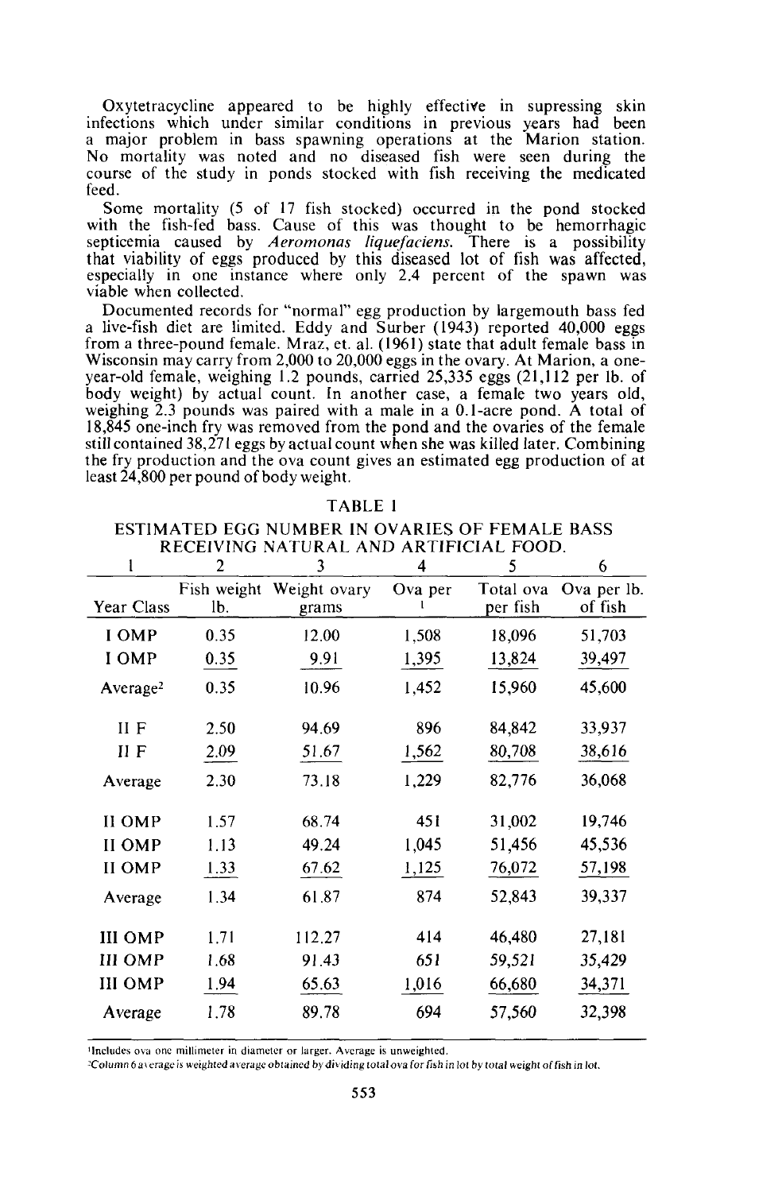Oxytetracycline appeared to be highly effective in supressing skin infections which under similar conditions in previous years had been a major problem in bass spawning operations at the Marion station. No mortality was noted and no diseased fish were seen during the course of the study in ponds stocked with fish receiving the medicated feed.

Some mortality (5 of 17 fish stocked) occurred in the pond stocked with the fish-fed bass. Cause of this was thought to be hemorrhagic septicemia caused by *Aeromonas liquefaciens*. There is a possibility that viability of eggs produced by this diseased lot of fish was affected, especially in one instance where only 2.4 percent of the spawn was viable when collected.

Documented records for "normal" egg production by largemouth bass fed a live-fish diet are limited. Eddy and Surber (1943) reported 40,000 eggs from a three-pound female. Mraz, et. al. (1961) state that adult female bass in Wisconsin may carry from 2,000 to 20,000 eggs in the ovary. At Marion, a one-year-old female, weighing 1.2 pounds, carried 25,335 eggs (21,112 per lb. of body weight) by actual count. In another case, a female two years old, weighing 2.3 pounds was paired with a male in a 0.1-acre pond. A total of 18,845 one-inch fry was removed from the pond and the ovaries of the female still contained 38,271 eggs by actual count when she was killed later. Combining the fry production and the ova count gives an estimated egg production of at least 24,800 per pound of body weight.

TABLE 1

ESTIMATED EGG NUMBER IN OVARIES OF FEMALE BASS RECEIVING NATURAL AND ARTIFICIAL FOOD.

| 1 | 2 | 3 | 4 | 5 | 6 |
|---|---|---|---|---|---|
| Year Class | Fish weight lb. | Weight ovary grams | Ova per g[1] | Total ova per fish | Ova per lb. of fish |
| I OMP | 0.35 | 12.00 | 1,508 | 18,096 | 51,703 |
| I OMP | 0.35 | 9.91 | 1,395 | 13,824 | 39,497 |
| Average[2] | 0.35 | 10.96 | 1,452 | 15,960 | 45,600 |
| II F | 2.50 | 94.69 | 896 | 84,842 | 33,937 |
| II F | 2.09 | 51.67 | 1,562 | 80,708 | 38,616 |
| Average | 2.30 | 73.18 | 1,229 | 82,776 | 36,068 |
| II OMP | 1.57 | 68.74 | 451 | 31,002 | 19,746 |
| II OMP | 1.13 | 49.24 | 1,045 | 51,456 | 45,536 |
| II OMP | 1.33 | 67.62 | 1,125 | 76,072 | 57,198 |
| Average | 1.34 | 61.87 | 874 | 52,843 | 39,337 |
| III OMP | 1.71 | 112.27 | 414 | 46,480 | 27,181 |
| III OMP | 1.68 | 91.43 | 651 | 59,521 | 35,429 |
| III OMP | 1.94 | 65.63 | 1,016 | 66,680 | 34,371 |
| Average | 1.78 | 89.78 | 694 | 57,560 | 32,398 |

[1]Includes ova one millimeter in diameter or larger. Average is unweighted.

[2]Column 6 average is weighted average obtained by dividing total ova for fish in lot by total weight of fish in lot.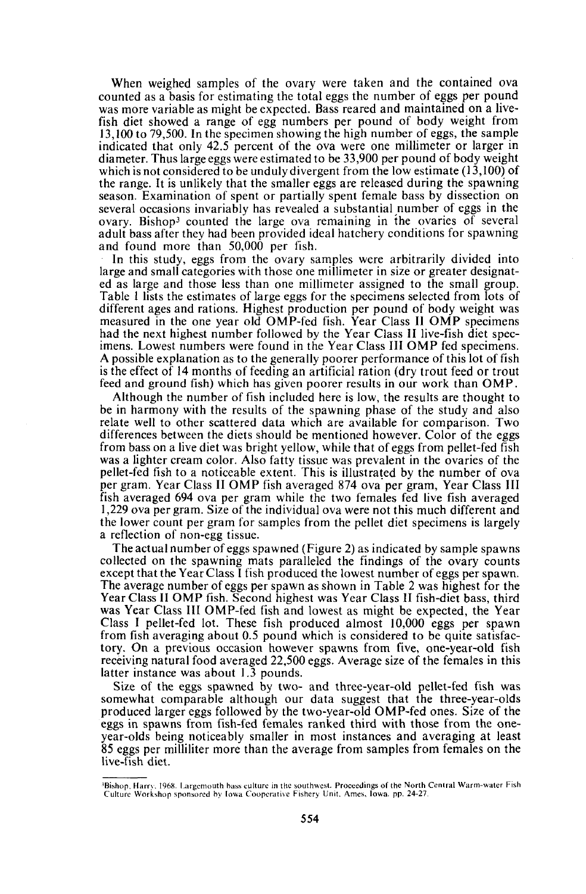When weighed samples of the ovary were taken and the contained ova counted as a basis for estimating the total eggs the number of eggs per pound was more variable as might be expected. Bass reared and maintained on a live-fish diet showed a range of egg numbers per pound of body weight from 13,100 to 79,500. In the specimen showing the high number of eggs, the sample indicated that only 42.5 percent of the ova were one millimeter or larger in diameter. Thus large eggs were estimated to be 33,900 per pound of body weight which is not considered to be unduly divergent from the low estimate (13,100) of the range. It is unlikely that the smaller eggs are released during the spawning season. Examination of spent or partially spent female bass by dissection on several occasions invariably has revealed a substantial number of eggs in the ovary. Bishop[3] counted the large ova remaining in the ovaries of several adult bass after they had been provided ideal hatchery conditions for spawning and found more than 50,000 per fish.

In this study, eggs from the ovary samples were arbitrarily divided into large and small categories with those one millimeter in size or greater designated as large and those less than one millimeter assigned to the small group. Table 1 lists the estimates of large eggs for the specimens selected from lots of different ages and rations. Highest production per pound of body weight was measured in the one year old OMP-fed fish. Year Class II OMP specimens had the next highest number followed by the Year Class II live-fish diet specimens. Lowest numbers were found in the Year Class III OMP fed specimens. A possible explanation as to the generally poorer performance of this lot of fish is the effect of 14 months of feeding an artificial ration (dry trout feed or trout feed and ground fish) which has given poorer results in our work than OMP.

Although the number of fish included here is low, the results are thought to be in harmony with the results of the spawning phase of the study and also relate well to other scattered data which are available for comparison. Two differences between the diets should be mentioned however. Color of the eggs from bass on a live diet was bright yellow, while that of eggs from pellet-fed fish was a lighter cream color. Also fatty tissue was prevalent in the ovaries of the pellet-fed fish to a noticeable extent. This is illustrated by the number of ova per gram. Year Class II OMP fish averaged 874 ova per gram, Year Class III fish averaged 694 ova per gram while the two females fed live fish averaged 1,229 ova per gram. Size of the individual ova were not this much different and the lower count per gram for samples from the pellet diet specimens is largely a reflection of non-egg tissue.

The actual number of eggs spawned (Figure 2) as indicated by sample spawns collected on the spawning mats paralleled the findings of the ovary counts except that the Year Class I fish produced the lowest number of eggs per spawn. The average number of eggs per spawn as shown in Table 2 was highest for the Year Class II OMP fish. Second highest was Year Class II fish-diet bass, third was Year Class III OMP-fed fish and lowest as might be expected, the Year Class I pellet-fed lot. These fish produced almost 10,000 eggs per spawn from fish averaging about 0.5 pound which is considered to be quite satisfactory. On a previous occasion however spawns from five, one-year-old fish receiving natural food averaged 22,500 eggs. Average size of the females in this latter instance was about 1.3 pounds.

Size of the eggs spawned by two- and three-year-old pellet-fed fish was somewhat comparable although our data suggest that the three-year-olds produced larger eggs followed by the two-year-old OMP-fed ones. Size of the eggs in spawns from fish-fed females ranked third with those from the one-year-olds being noticeably smaller in most instances and averaging at least 85 eggs per milliliter more than the average from samples from females on the live-fish diet.

---

[3] Bishop, Harry. 1968. Largemouth bass culture in the southwest. Proceedings of the North Central Warm-water Fish Culture Workshop sponsored by Iowa Cooperative Fishery Unit, Ames, Iowa. pp. 24-27.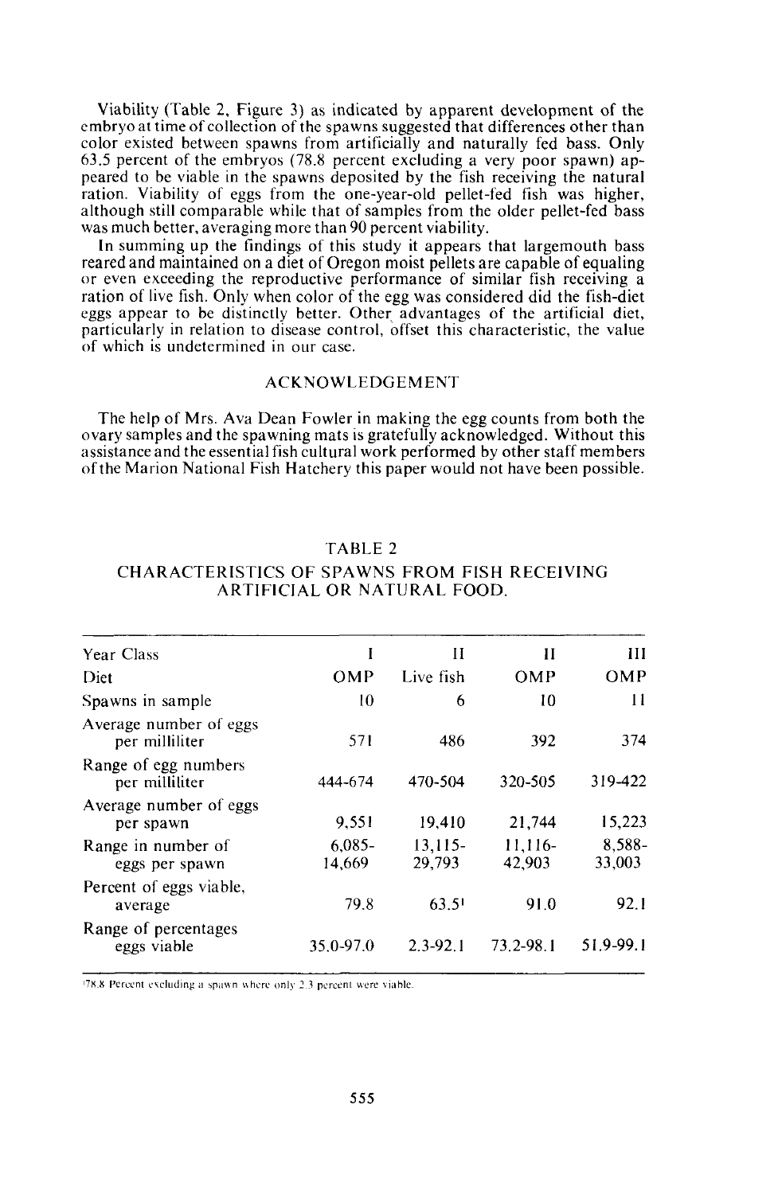Viability (Table 2, Figure 3) as indicated by apparent development of the embryo at time of collection of the spawns suggested that differences other than color existed between spawns from artificially and naturally fed bass. Only 63.5 percent of the embryos (78.8 percent excluding a very poor spawn) appeared to be viable in the spawns deposited by the fish receiving the natural ration. Viability of eggs from the one-year-old pellet-fed fish was higher, although still comparable while that of samples from the older pellet-fed bass was much better, averaging more than 90 percent viability.

In summing up the findings of this study it appears that largemouth bass reared and maintained on a diet of Oregon moist pellets are capable of equaling or even exceeding the reproductive performance of similar fish receiving a ration of live fish. Only when color of the egg was considered did the fish-diet eggs appear to be distinctly better. Other advantages of the artificial diet, particularly in relation to disease control, offset this characteristic, the value of which is undetermined in our case.

## ACKNOWLEDGEMENT

The help of Mrs. Ava Dean Fowler in making the egg counts from both the ovary samples and the spawning mats is gratefully acknowledged. Without this assistance and the essential fish cultural work performed by other staff members of the Marion National Fish Hatchery this paper would not have been possible.

TABLE 2

CHARACTERISTICS OF SPAWNS FROM FISH RECEIVING ARTIFICIAL OR NATURAL FOOD.

| Year Class | I | II | II | III |
|---|---|---|---|---|
| Diet | OMP | Live fish | OMP | OMP |
| Spawns in sample | 10 | 6 | 10 | 11 |
| Average number of eggs per milliliter | 571 | 486 | 392 | 374 |
| Range of egg numbers per milliliter | 444-674 | 470-504 | 320-505 | 319-422 |
| Average number of eggs per spawn | 9,551 | 19,410 | 21,744 | 15,223 |
| Range in number of eggs per spawn | 6,085-14,669 | 13,115-29,793 | 11,116-42,903 | 8,588-33,003 |
| Percent of eggs viable, average | 79.8 | 63.5[1] | 91.0 | 92.1 |
| Range of percentages eggs viable | 35.0-97.0 | 2.3-92.1 | 73.2-98.1 | 51.9-99.1 |

[1] 78.8 Percent excluding a spawn where only 2.3 percent were viable.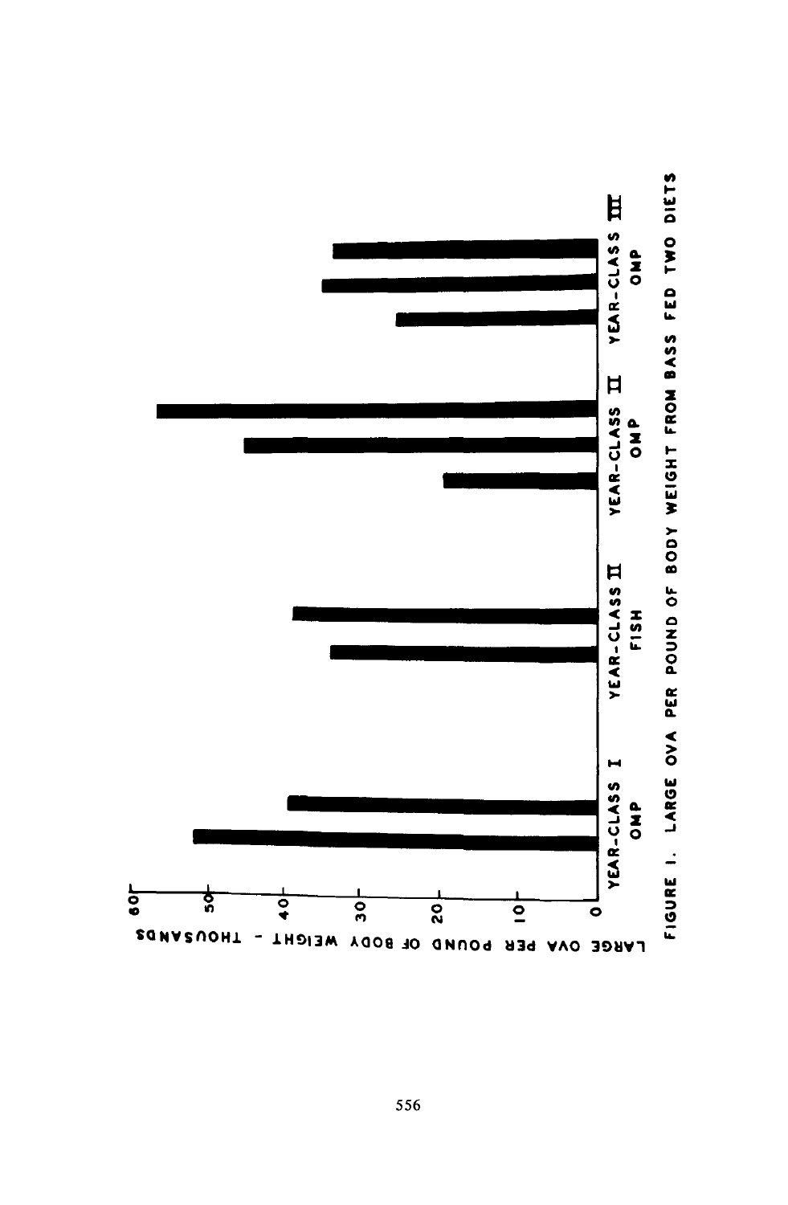FIGURE 1. LARGE OVA PER POUND OF BODY WEIGHT FROM BASS FED TWO DIETS

LARGE OVA PER POUND OF BODY WEIGHT - THOUSANDS

0, 10, 20, 30, 40, 50, 60

YEAR-CLASS I OMP

YEAR-CLASS II FISH

YEAR-CLASS II OMP

YEAR-CLASS III OMP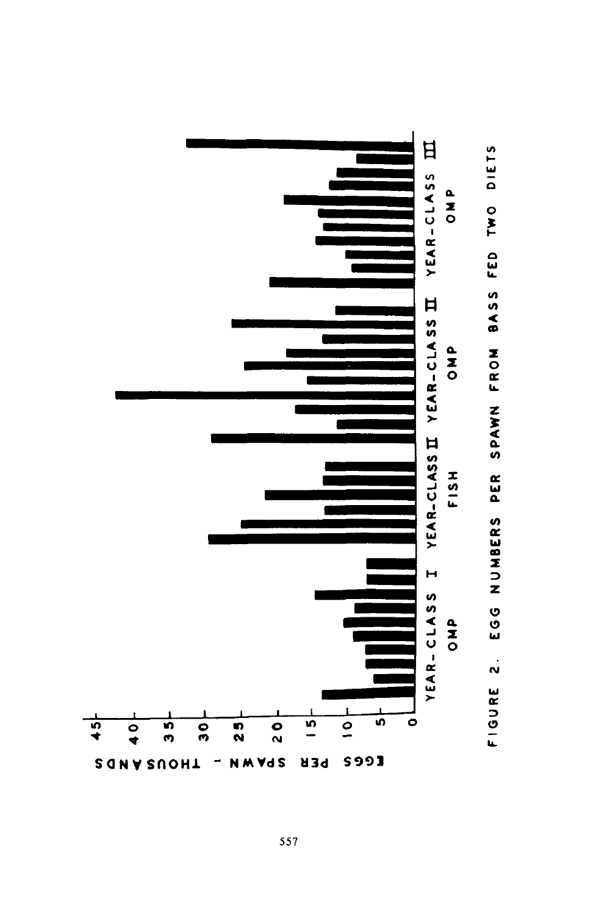FIGURE 2. EGG NUMBERS PER SPAWN FROM BASS FED TWO DIETS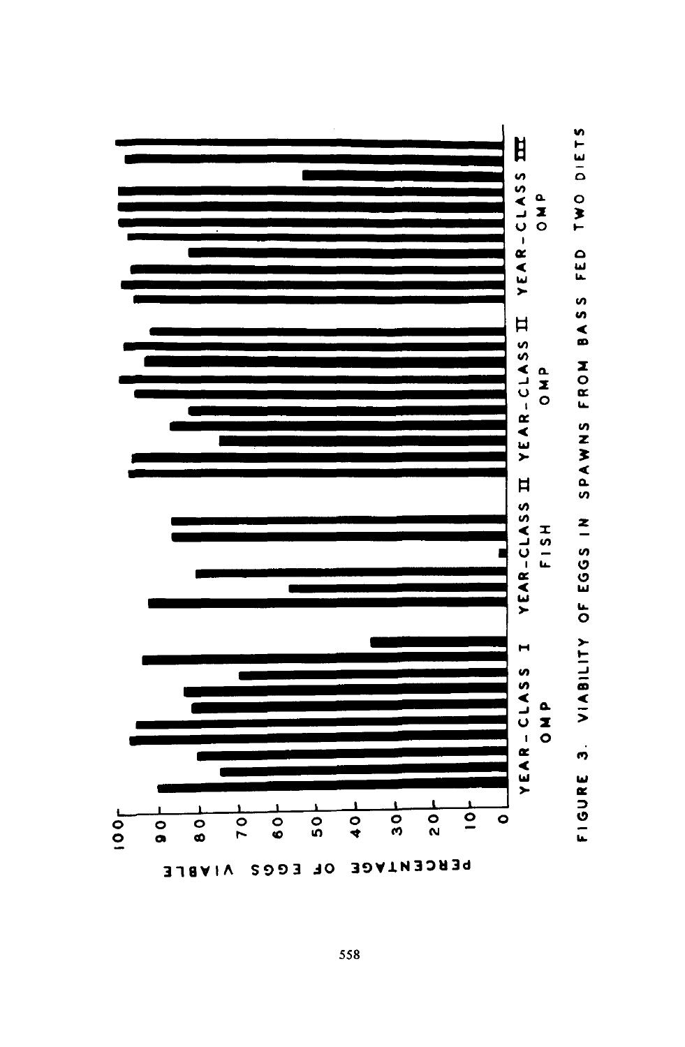PERCENTAGE OF EGGS VIABLE

0, 10, 20, 30, 40, 50, 60, 70, 80, 90, 100

YEAR-CLASS I OMP | YEAR-CLASS II FISH | YEAR-CLASS II OMP | YEAR-CLASS III OMP

FIGURE 3. VIABILITY OF EGGS IN SPAWNS FROM BASS FED TWO DIETS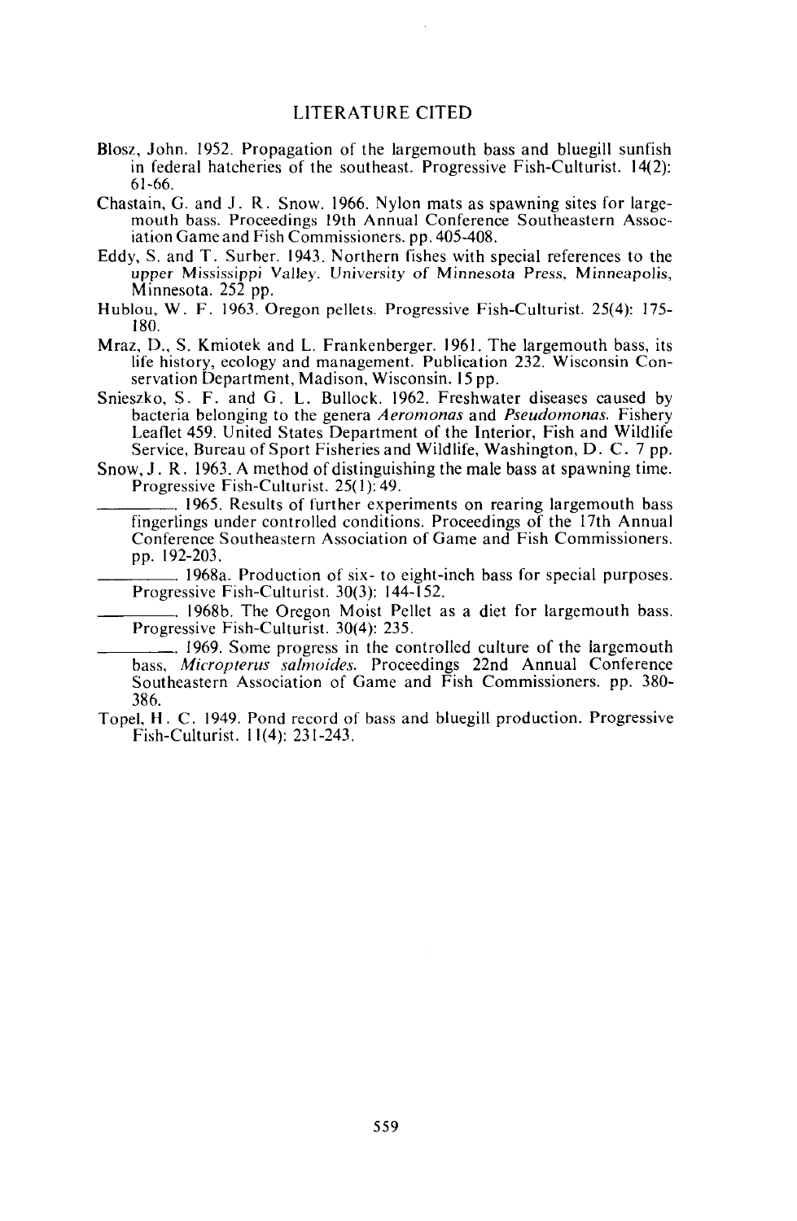## LITERATURE CITED

Blosz, John. 1952. Propagation of the largemouth bass and bluegill sunfish in federal hatcheries of the southeast. Progressive Fish-Culturist. 14(2): 61-66.

Chastain, G. and J. R. Snow. 1966. Nylon mats as spawning sites for largemouth bass. Proceedings 19th Annual Conference Southeastern Association Game and Fish Commissioners. pp. 405-408.

Eddy, S. and T. Surber. 1943. Northern fishes with special references to the upper Mississippi Valley. University of Minnesota Press, Minneapolis, Minnesota. 252 pp.

Hublou, W. F. 1963. Oregon pellets. Progressive Fish-Culturist. 25(4): 175-180.

Mraz, D., S. Kmiotek and L. Frankenberger. 1961. The largemouth bass, its life history, ecology and management. Publication 232. Wisconsin Conservation Department, Madison, Wisconsin. 15 pp.

Snieszko, S. F. and G. L. Bullock. 1962. Freshwater diseases caused by bacteria belonging to the genera *Aeromonas* and *Pseudomonas*. Fishery Leaflet 459. United States Department of the Interior, Fish and Wildlife Service, Bureau of Sport Fisheries and Wildlife, Washington, D. C. 7 pp.

Snow, J. R. 1963. A method of distinguishing the male bass at spawning time. Progressive Fish-Culturist. 25(1): 49.

\_\_\_\_\_\_\_\_. 1965. Results of further experiments on rearing largemouth bass fingerlings under controlled conditions. Proceedings of the 17th Annual Conference Southeastern Association of Game and Fish Commissioners. pp. 192-203.

\_\_\_\_\_\_\_\_. 1968a. Production of six- to eight-inch bass for special purposes. Progressive Fish-Culturist. 30(3): 144-152.

\_\_\_\_\_\_\_\_. 1968b. The Oregon Moist Pellet as a diet for largemouth bass. Progressive Fish-Culturist. 30(4): 235.

\_\_\_\_\_\_\_\_. 1969. Some progress in the controlled culture of the largemouth bass, *Micropterus salmoides*. Proceedings 22nd Annual Conference Southeastern Association of Game and Fish Commissioners. pp. 380-386.

Topel, H. C. 1949. Pond record of bass and bluegill production. Progressive Fish-Culturist. 11(4): 231-243.